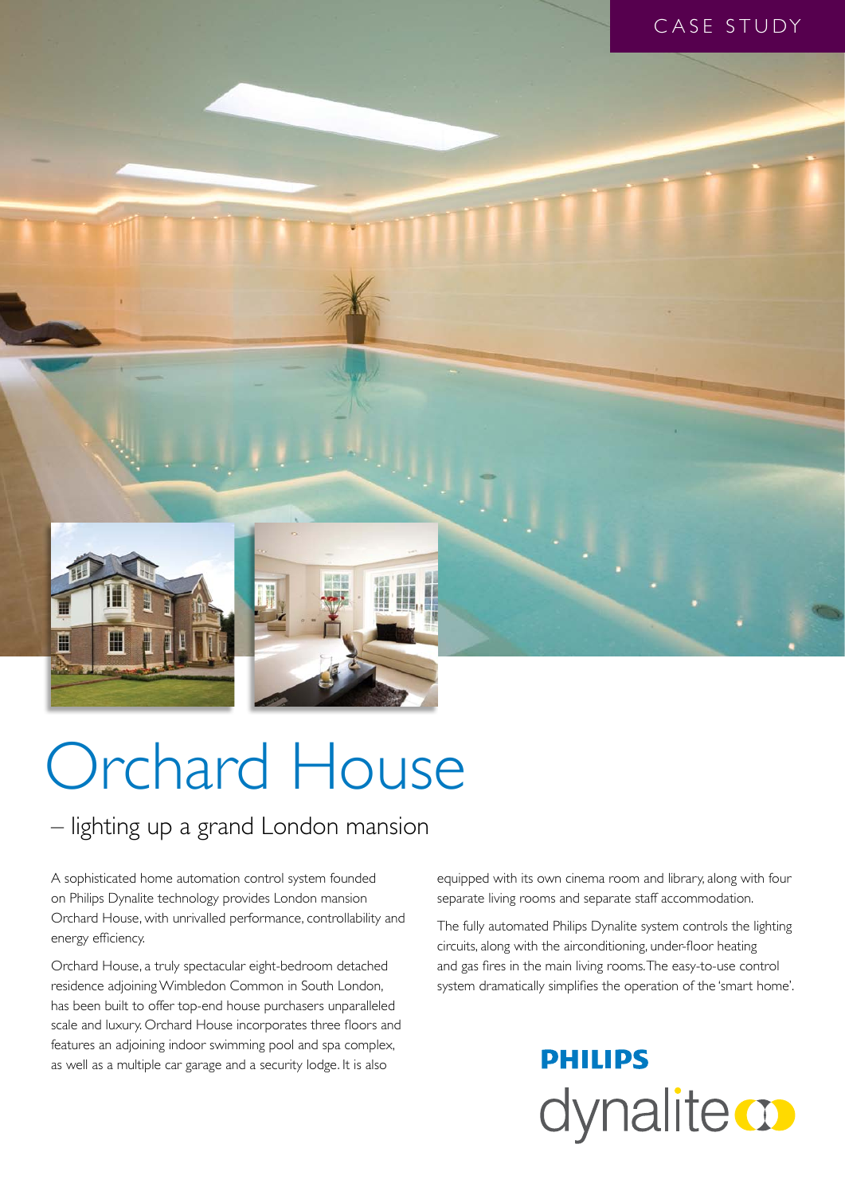CASE STUDY

# Orchard House

## – lighting up a grand London mansion

A sophisticated home automation control system founded on Philips Dynalite technology provides London mansion Orchard House, with unrivalled performance, controllability and energy efficiency.

Orchard House, a truly spectacular eight-bedroom detached residence adjoining Wimbledon Common in South London, has been built to offer top-end house purchasers unparalleled scale and luxury. Orchard House incorporates three floors and features an adjoining indoor swimming pool and spa complex, as well as a multiple car garage and a security lodge. It is also equipped with its own cinema room and library, along with four separate living rooms and separate staff accommodation.

The fully automated Philips Dynalite system controls the lighting circuits, along with the airconditioning, under-floor heating and gas fires in the main living rooms. The easy-to-use control system dramatically simplifies the operation of the 'smart home'.

PHILIPS
dynalite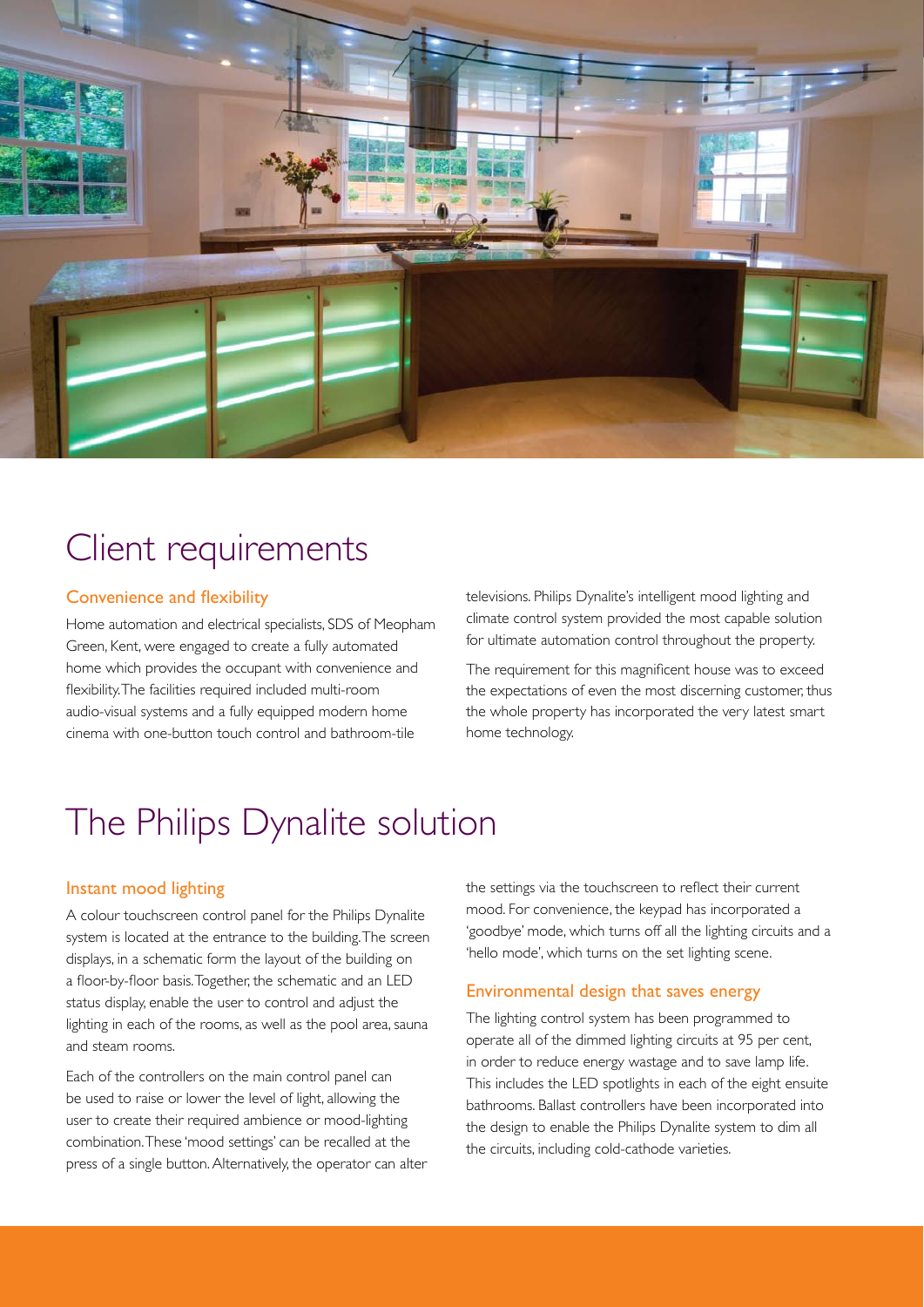# Client requirements

## Convenience and flexibility

Home automation and electrical specialists, SDS of Meopham Green, Kent, were engaged to create a fully automated home which provides the occupant with convenience and flexibility. The facilities required included multi-room audio-visual systems and a fully equipped modern home cinema with one-button touch control and bathroom-tile televisions. Philips Dynalite's intelligent mood lighting and climate control system provided the most capable solution for ultimate automation control throughout the property.

The requirement for this magnificent house was to exceed the expectations of even the most discerning customer, thus the whole property has incorporated the very latest smart home technology.

# The Philips Dynalite solution

## Instant mood lighting

A colour touchscreen control panel for the Philips Dynalite system is located at the entrance to the building. The screen displays, in a schematic form the layout of the building on a floor-by-floor basis. Together, the schematic and an LED status display, enable the user to control and adjust the lighting in each of the rooms, as well as the pool area, sauna and steam rooms.

Each of the controllers on the main control panel can be used to raise or lower the level of light, allowing the user to create their required ambience or mood-lighting combination. These 'mood settings' can be recalled at the press of a single button. Alternatively, the operator can alter the settings via the touchscreen to reflect their current mood. For convenience, the keypad has incorporated a 'goodbye' mode, which turns off all the lighting circuits and a 'hello mode', which turns on the set lighting scene.

## Environmental design that saves energy

The lighting control system has been programmed to operate all of the dimmed lighting circuits at 95 per cent, in order to reduce energy wastage and to save lamp life. This includes the LED spotlights in each of the eight ensuite bathrooms. Ballast controllers have been incorporated into the design to enable the Philips Dynalite system to dim all the circuits, including cold-cathode varieties.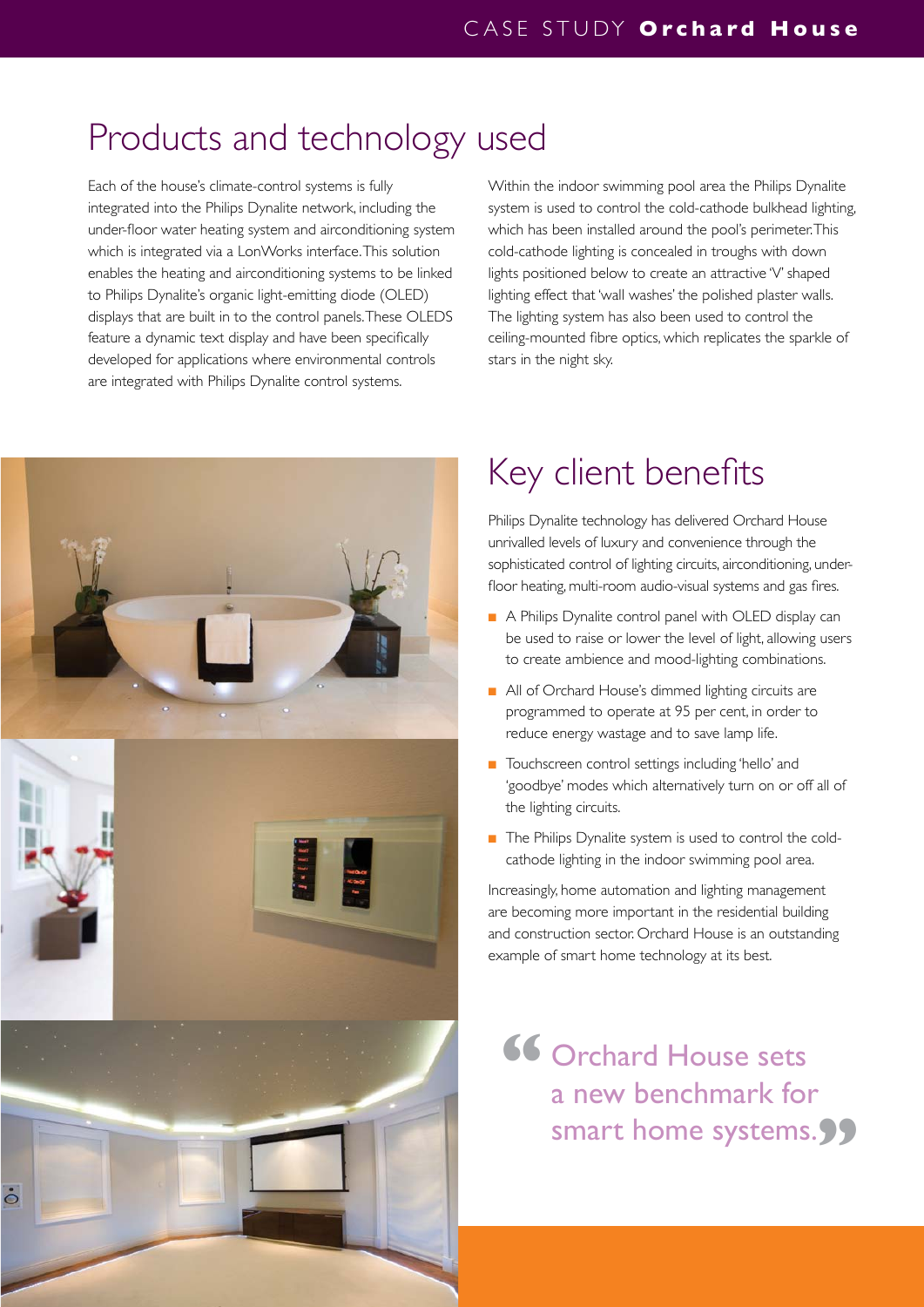## Products and technology used

Each of the house's climate-control systems is fully integrated into the Philips Dynalite network, including the under-floor water heating system and airconditioning system which is integrated via a LonWorks interface. This solution enables the heating and airconditioning systems to be linked to Philips Dynalite's organic light-emitting diode (OLED) displays that are built in to the control panels. These OLEDS feature a dynamic text display and have been specifically developed for applications where environmental controls are integrated with Philips Dynalite control systems.

Within the indoor swimming pool area the Philips Dynalite system is used to control the cold-cathode bulkhead lighting, which has been installed around the pool's perimeter. This cold-cathode lighting is concealed in troughs with down lights positioned below to create an attractive 'V' shaped lighting effect that 'wall washes' the polished plaster walls. The lighting system has also been used to control the ceiling-mounted fibre optics, which replicates the sparkle of stars in the night sky.

## Key client benefits

Philips Dynalite technology has delivered Orchard House unrivalled levels of luxury and convenience through the sophisticated control of lighting circuits, airconditioning, under-floor heating, multi-room audio-visual systems and gas fires.

- A Philips Dynalite control panel with OLED display can be used to raise or lower the level of light, allowing users to create ambience and mood-lighting combinations.
- All of Orchard House's dimmed lighting circuits are programmed to operate at 95 per cent, in order to reduce energy wastage and to save lamp life.
- Touchscreen control settings including 'hello' and 'goodbye' modes which alternatively turn on or off all of the lighting circuits.
- The Philips Dynalite system is used to control the cold-cathode lighting in the indoor swimming pool area.

Increasingly, home automation and lighting management are becoming more important in the residential building and construction sector. Orchard House is an outstanding example of smart home technology at its best.

> "Orchard House sets a new benchmark for smart home systems."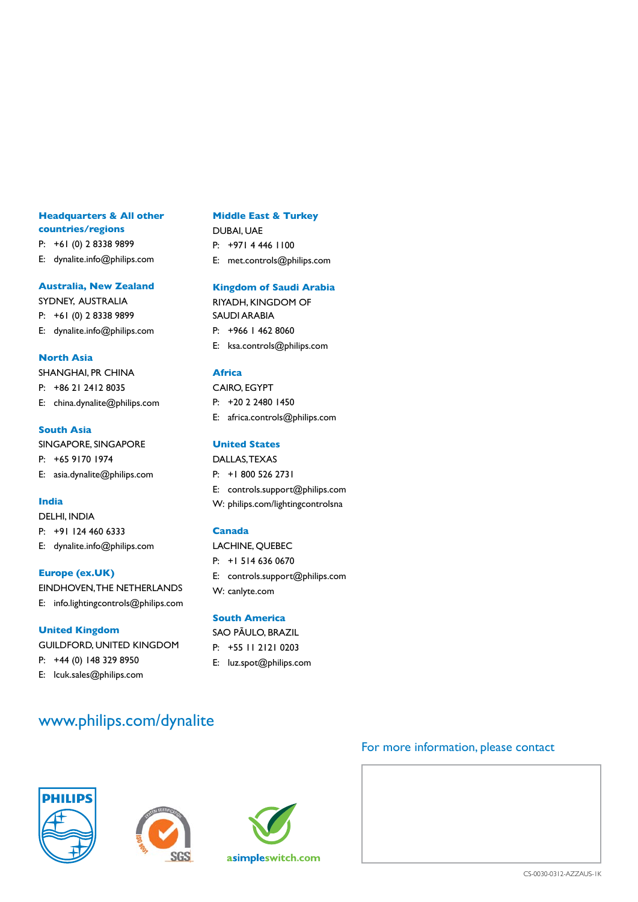### Headquarters & All other countries/regions

P: +61 (0) 2 8338 9899

E: dynalite.info@philips.com

### Australia, New Zealand

SYDNEY, AUSTRALIA

P: +61 (0) 2 8338 9899

E: dynalite.info@philips.com

### North Asia

SHANGHAI, PR CHINA

P: +86 21 2412 8035

E: china.dynalite@philips.com

### South Asia

SINGAPORE, SINGAPORE

P: +65 9170 1974

E: asia.dynalite@philips.com

### India

DELHI, INDIA

P: +91 124 460 6333

E: dynalite.info@philips.com

### Europe (ex.UK)

EINDHOVEN, THE NETHERLANDS

E: info.lightingcontrols@philips.com

### United Kingdom

GUILDFORD, UNITED KINGDOM

P: +44 (0) 148 329 8950

E: lcuk.sales@philips.com

### Middle East & Turkey

DUBAI, UAE

P: +971 4 446 1100

E: met.controls@philips.com

### Kingdom of Saudi Arabia

RIYADH, KINGDOM OF SAUDI ARABIA

P: +966 1 462 8060

E: ksa.controls@philips.com

### Africa

CAIRO, EGYPT

P: +20 2 2480 1450

E: africa.controls@philips.com

### United States

DALLAS, TEXAS

P: +1 800 526 2731

E: controls.support@philips.com

W: philips.com/lightingcontrolsna

### Canada

LACHINE, QUEBEC

P: +1 514 636 0670

E: controls.support@philips.com

W: canlyte.com

### South America

SAO PÃULO, BRAZIL

P: +55 11 2121 0203

E: luz.spot@philips.com

www.philips.com/dynalite

For more information, please contact

PHILIPS

ISO 9001 SGS

asimpleswitch.com

CS-0030-0312-AZZAUS-1K